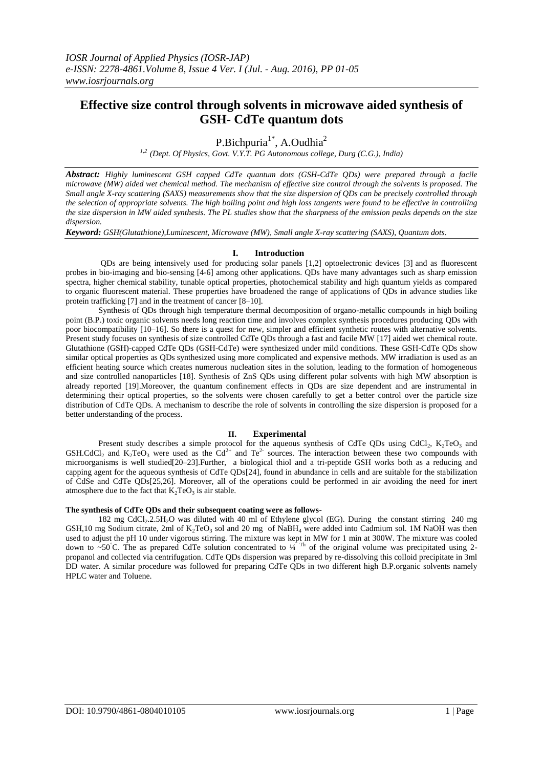# Effective size control through solvents in microwave aided synthesis of GSH- CdTe quantum dots

P.Bichpuria[1*], A.Oudhia[2]

[1,2] *(Dept. Of Physics, Govt. V.Y.T. PG Autonomous college, Durg (C.G.), India)*

***Abstract:*** *Highly luminescent GSH capped CdTe quantum dots (GSH-CdTe QDs) were prepared through a facile microwave (MW) aided wet chemical method. The mechanism of effective size control through the solvents is proposed. The Small angle X-ray scattering (SAXS) measurements show that the size dispersion of QDs can be precisely controlled through the selection of appropriate solvents. The high boiling point and high loss tangents were found to be effective in controlling the size dispersion in MW aided synthesis. The PL studies show that the sharpness of the emission peaks depends on the size dispersion.*

***Keyword:*** *GSH(Glutathione),Luminescent, Microwave (MW), Small angle X-ray scattering (SAXS), Quantum dots.*

## I. Introduction

QDs are being intensively used for producing solar panels [1,2] optoelectronic devices [3] and as fluorescent probes in bio-imaging and bio-sensing [4-6] among other applications. QDs have many advantages such as sharp emission spectra, higher chemical stability, tunable optical properties, photochemical stability and high quantum yields as compared to organic fluorescent material. These properties have broadened the range of applications of QDs in advance studies like protein trafficking [7] and in the treatment of cancer [8–10].

Synthesis of QDs through high temperature thermal decomposition of organo-metallic compounds in high boiling point (B.P.) toxic organic solvents needs long reaction time and involves complex synthesis procedures producing QDs with poor biocompatibility [10–16]. So there is a quest for new, simpler and efficient synthetic routes with alternative solvents. Present study focuses on synthesis of size controlled CdTe QDs through a fast and facile MW [17] aided wet chemical route. Glutathione (GSH)-capped CdTe QDs (GSH-CdTe) were synthesized under mild conditions. These GSH-CdTe QDs show similar optical properties as QDs synthesized using more complicated and expensive methods. MW irradiation is used as an efficient heating source which creates numerous nucleation sites in the solution, leading to the formation of homogeneous and size controlled nanoparticles [18]. Synthesis of ZnS QDs using different polar solvents with high MW absorption is already reported [19].Moreover, the quantum confinement effects in QDs are size dependent and are instrumental in determining their optical properties, so the solvents were chosen carefully to get a better control over the particle size distribution of CdTe QDs. A mechanism to describe the role of solvents in controlling the size dispersion is proposed for a better understanding of the process.

## II. Experimental

Present study describes a simple protocol for the aqueous synthesis of CdTe QDs using $CdCl_2$, $K_2TeO_3$ and GSH.$CdCl_2$ and $K_2TeO_3$ were used as the $Cd^{2+}$ and $Te^{2-}$ sources. The interaction between these two compounds with microorganisms is well studied[20–23].Further, a biological thiol and a tri-peptide GSH works both as a reducing and capping agent for the aqueous synthesis of CdTe QDs[24], found in abundance in cells and are suitable for the stabilization of CdSe and CdTe QDs[25,26]. Moreover, all of the operations could be performed in air avoiding the need for inert atmosphere due to the fact that $K_2TeO_3$ is air stable.

**The synthesis of CdTe QDs and their subsequent coating were as follows-**

182 mg $CdCl_2.2.5H_2O$ was diluted with 40 ml of Ethylene glycol (EG). During the constant stirring 240 mg GSH,10 mg Sodium citrate, 2ml of $K_2TeO_3$ sol and 20 mg of $NaBH_4$ were added into Cadmium sol. 1M NaOH was then used to adjust the pH 10 under vigorous stirring. The mixture was kept in MW for 1 min at 300W. The mixture was cooled down to ~50°C. The as prepared CdTe solution concentrated to ¼ $^{Th}$ of the original volume was precipitated using 2-propanol and collected via centrifugation. CdTe QDs dispersion was prepared by re-dissolving this colloid precipitate in 3ml DD water. A similar procedure was followed for preparing CdTe QDs in two different high B.P.organic solvents namely HPLC water and Toluene.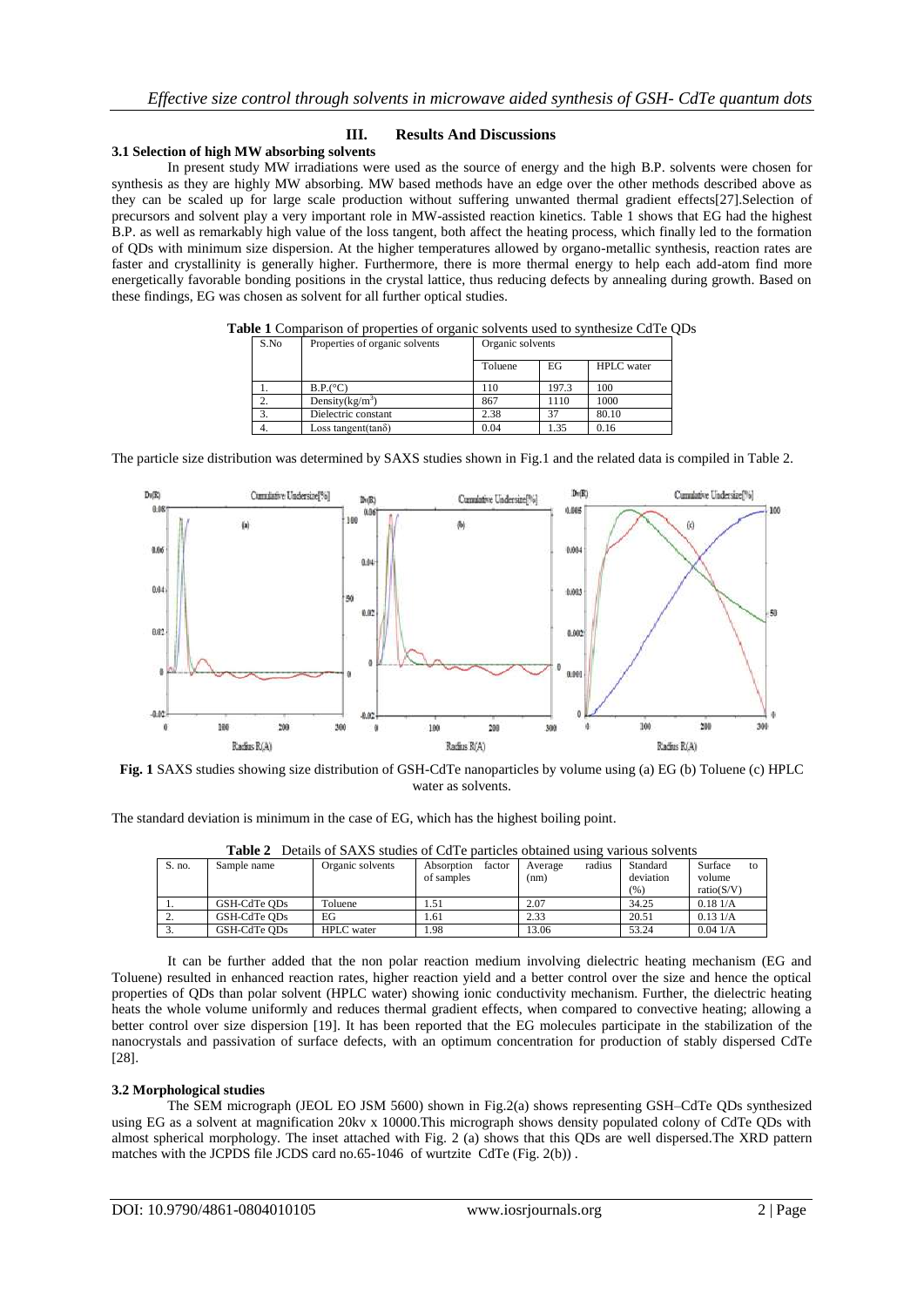## III. Results And Discussions

### 3.1 Selection of high MW absorbing solvents

In present study MW irradiations were used as the source of energy and the high B.P. solvents were chosen for synthesis as they are highly MW absorbing. MW based methods have an edge over the other methods described above as they can be scaled up for large scale production without suffering unwanted thermal gradient effects[27].Selection of precursors and solvent play a very important role in MW-assisted reaction kinetics. Table 1 shows that EG had the highest B.P. as well as remarkably high value of the loss tangent, both affect the heating process, which finally led to the formation of QDs with minimum size dispersion. At the higher temperatures allowed by organo-metallic synthesis, reaction rates are faster and crystallinity is generally higher. Furthermore, there is more thermal energy to help each add-atom find more energetically favorable bonding positions in the crystal lattice, thus reducing defects by annealing during growth. Based on these findings, EG was chosen as solvent for all further optical studies.

**Table 1** Comparison of properties of organic solvents used to synthesize CdTe QDs

| S.No | Properties of organic solvents | Organic solvents | | |
|---|---|---|---|---|
| | | Toluene | EG | HPLC water |
| 1. | B.P.(°C) | 110 | 197.3 | 100 |
| 2. | Density($kg/m^3$) | 867 | 1110 | 1000 |
| 3. | Dielectric constant | 2.38 | 37 | 80.10 |
| 4. | Loss tangent(tanδ) | 0.04 | 1.35 | 0.16 |

The particle size distribution was determined by SAXS studies shown in Fig.1 and the related data is compiled in Table 2.

**Fig. 1** SAXS studies showing size distribution of GSH-CdTe nanoparticles by volume using (a) EG (b) Toluene (c) HPLC water as solvents.

The standard deviation is minimum in the case of EG, which has the highest boiling point.

**Table 2** Details of SAXS studies of CdTe particles obtained using various solvents

| S. no. | Sample name | Organic solvents | Absorption factor of samples | Average radius (nm) | Standard deviation (%) | Surface to volume ratio(S/V) |
|---|---|---|---|---|---|---|
| 1. | GSH-CdTe QDs | Toluene | 1.51 | 2.07 | 34.25 | 0.18 1/A |
| 2. | GSH-CdTe QDs | EG | 1.61 | 2.33 | 20.51 | 0.13 1/A |
| 3. | GSH-CdTe QDs | HPLC water | 1.98 | 13.06 | 53.24 | 0.04 1/A |

It can be further added that the non polar reaction medium involving dielectric heating mechanism (EG and Toluene) resulted in enhanced reaction rates, higher reaction yield and a better control over the size and hence the optical properties of QDs than polar solvent (HPLC water) showing ionic conductivity mechanism. Further, the dielectric heating heats the whole volume uniformly and reduces thermal gradient effects, when compared to convective heating; allowing a better control over size dispersion [19]. It has been reported that the EG molecules participate in the stabilization of the nanocrystals and passivation of surface defects, with an optimum concentration for production of stably dispersed CdTe [28].

### 3.2 Morphological studies

The SEM micrograph (JEOL EO JSM 5600) shown in Fig.2(a) shows representing GSH–CdTe QDs synthesized using EG as a solvent at magnification 20kv x 10000.This micrograph shows density populated colony of CdTe QDs with almost spherical morphology. The inset attached with Fig. 2 (a) shows that this QDs are well dispersed.The XRD pattern matches with the JCPDS file JCDS card no.65-1046 of wurtzite CdTe (Fig. 2(b)) .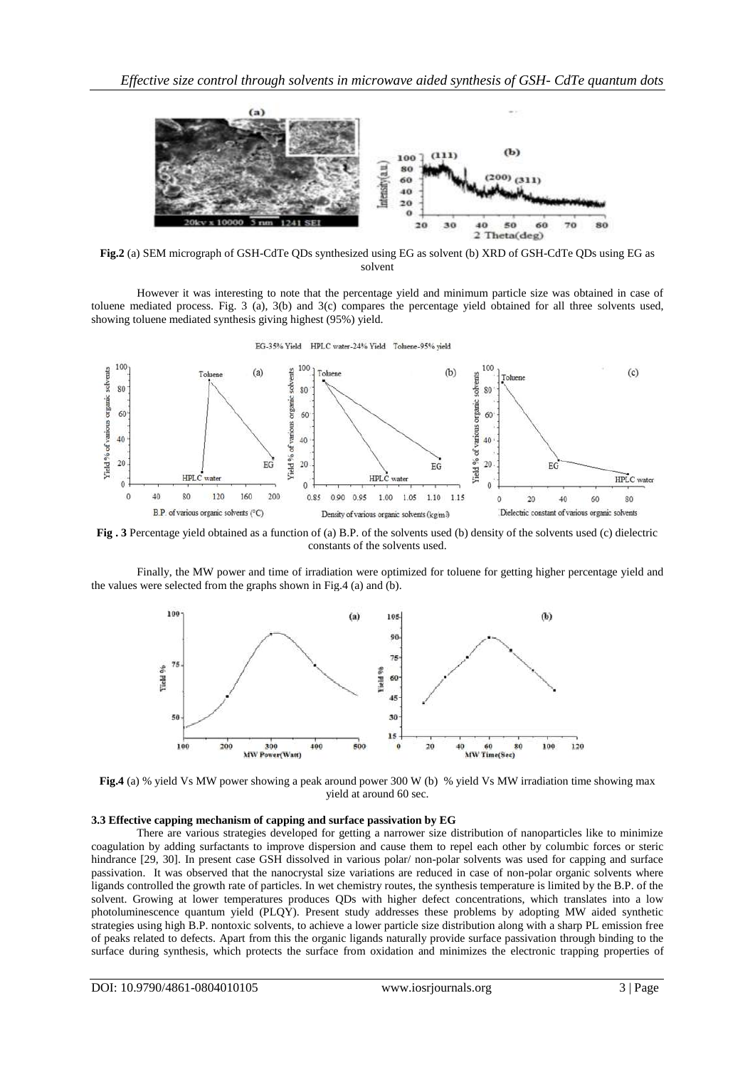**Fig.2** (a) SEM micrograph of GSH-CdTe QDs synthesized using EG as solvent (b) XRD of GSH-CdTe QDs using EG as solvent

However it was interesting to note that the percentage yield and minimum particle size was obtained in case of toluene mediated process. Fig. 3 (a), 3(b) and 3(c) compares the percentage yield obtained for all three solvents used, showing toluene mediated synthesis giving highest (95%) yield.

**Fig . 3** Percentage yield obtained as a function of (a) B.P. of the solvents used (b) density of the solvents used (c) dielectric constants of the solvents used.

Finally, the MW power and time of irradiation were optimized for toluene for getting higher percentage yield and the values were selected from the graphs shown in Fig.4 (a) and (b).

**Fig.4** (a) % yield Vs MW power showing a peak around power 300 W (b) % yield Vs MW irradiation time showing max yield at around 60 sec.

### 3.3 Effective capping mechanism of capping and surface passivation by EG

There are various strategies developed for getting a narrower size distribution of nanoparticles like to minimize coagulation by adding surfactants to improve dispersion and cause them to repel each other by columbic forces or steric hindrance [29, 30]. In present case GSH dissolved in various polar/ non-polar solvents was used for capping and surface passivation. It was observed that the nanocrystal size variations are reduced in case of non-polar organic solvents where ligands controlled the growth rate of particles. In wet chemistry routes, the synthesis temperature is limited by the B.P. of the solvent. Growing at lower temperatures produces QDs with higher defect concentrations, which translates into a low photoluminescence quantum yield (PLQY). Present study addresses these problems by adopting MW aided synthetic strategies using high B.P. nontoxic solvents, to achieve a lower particle size distribution along with a sharp PL emission free of peaks related to defects. Apart from this the organic ligands naturally provide surface passivation through binding to the surface during synthesis, which protects the surface from oxidation and minimizes the electronic trapping properties of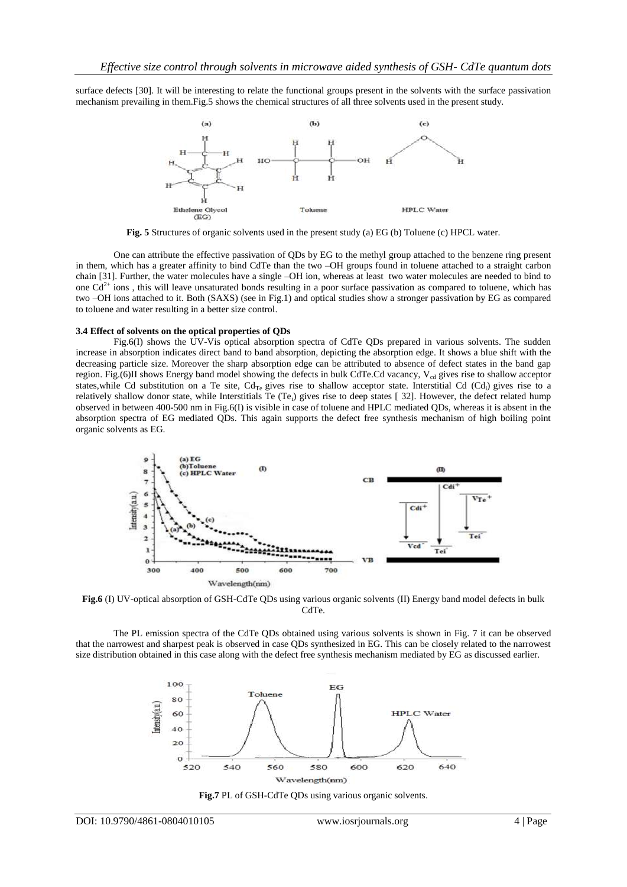surface defects [30]. It will be interesting to relate the functional groups present in the solvents with the surface passivation mechanism prevailing in them.Fig.5 shows the chemical structures of all three solvents used in the present study.

**Fig. 5** Structures of organic solvents used in the present study (a) EG (b) Toluene (c) HPCL water.

One can attribute the effective passivation of QDs by EG to the methyl group attached to the benzene ring present in them, which has a greater affinity to bind CdTe than the two –OH groups found in toluene attached to a straight carbon chain [31]. Further, the water molecules have a single –OH ion, whereas at least two water molecules are needed to bind to one $Cd^{2+}$ ions , this will leave unsaturated bonds resulting in a poor surface passivation as compared to toluene, which has two –OH ions attached to it. Both (SAXS) (see in Fig.1) and optical studies show a stronger passivation by EG as compared to toluene and water resulting in a better size control.

### 3.4 Effect of solvents on the optical properties of QDs

Fig.6(I) shows the UV-Vis optical absorption spectra of CdTe QDs prepared in various solvents. The sudden increase in absorption indicates direct band to band absorption, depicting the absorption edge. It shows a blue shift with the decreasing particle size. Moreover the sharp absorption edge can be attributed to absence of defect states in the band gap region. Fig.(6)II shows Energy band model showing the defects in bulk CdTe.Cd vacancy, $V_{cd}$ gives rise to shallow acceptor states,while Cd substitution on a Te site, $Cd_{Te}$ gives rise to shallow acceptor state. Interstitial Cd ($Cd_i$) gives rise to a relatively shallow donor state, while Interstitials Te ($Te_i$) gives rise to deep states [ 32]. However, the defect related hump observed in between 400-500 nm in Fig.6(I) is visible in case of toluene and HPLC mediated QDs, whereas it is absent in the absorption spectra of EG mediated QDs. This again supports the defect free synthesis mechanism of high boiling point organic solvents as EG.

**Fig.6** (I) UV-optical absorption of GSH-CdTe QDs using various organic solvents (II) Energy band model defects in bulk CdTe.

The PL emission spectra of the CdTe QDs obtained using various solvents is shown in Fig. 7 it can be observed that the narrowest and sharpest peak is observed in case QDs synthesized in EG. This can be closely related to the narrowest size distribution obtained in this case along with the defect free synthesis mechanism mediated by EG as discussed earlier.

**Fig.7** PL of GSH-CdTe QDs using various organic solvents.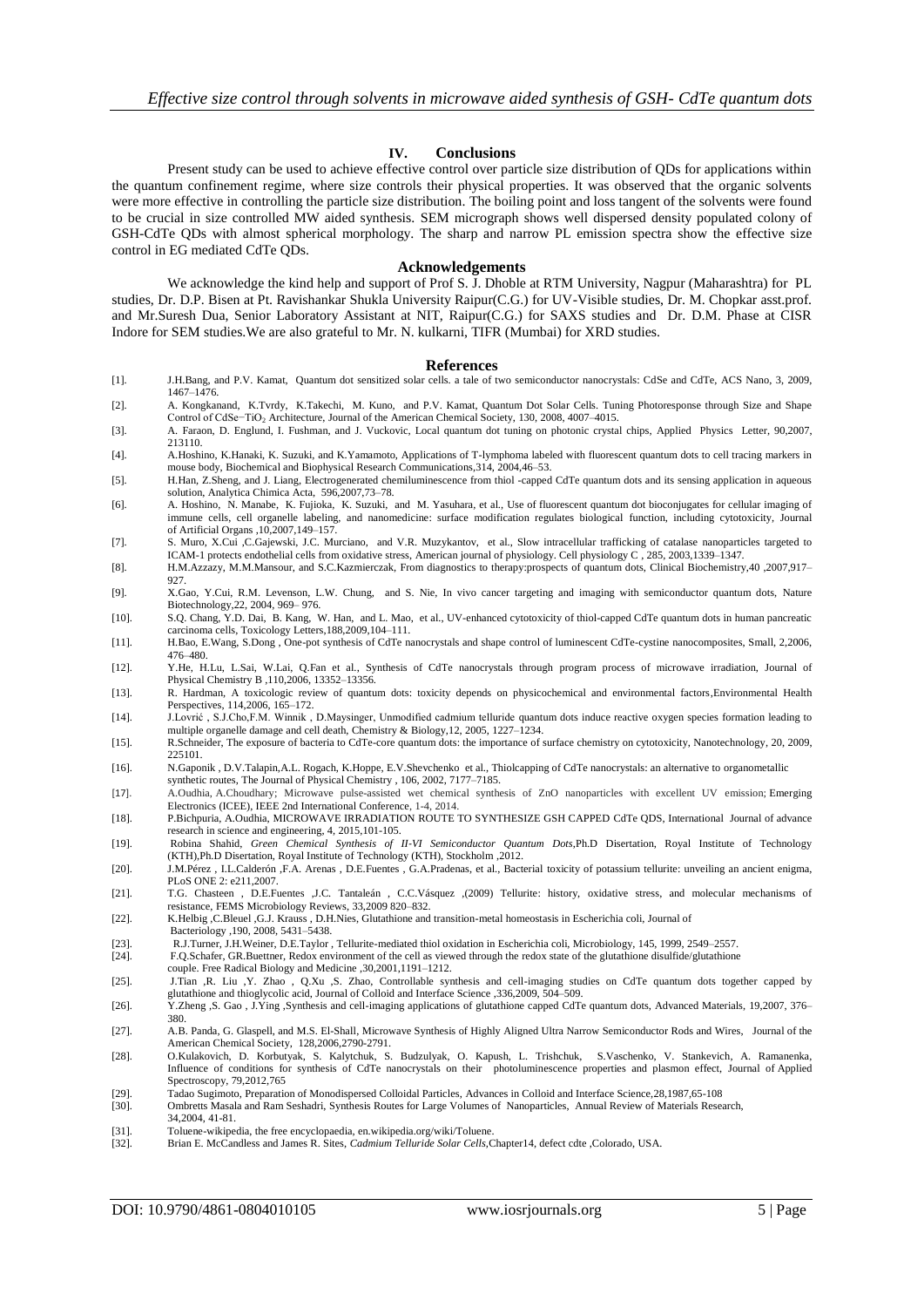## IV. Conclusions

Present study can be used to achieve effective control over particle size distribution of QDs for applications within the quantum confinement regime, where size controls their physical properties. It was observed that the organic solvents were more effective in controlling the particle size distribution. The boiling point and loss tangent of the solvents were found to be crucial in size controlled MW aided synthesis. SEM micrograph shows well dispersed density populated colony of GSH-CdTe QDs with almost spherical morphology. The sharp and narrow PL emission spectra show the effective size control in EG mediated CdTe QDs.

## Acknowledgements

We acknowledge the kind help and support of Prof S. J. Dhoble at RTM University, Nagpur (Maharashtra) for PL studies, Dr. D.P. Bisen at Pt. Ravishankar Shukla University Raipur(C.G.) for UV-Visible studies, Dr. M. Chopkar asst.prof. and Mr.Suresh Dua, Senior Laboratory Assistant at NIT, Raipur(C.G.) for SAXS studies and Dr. D.M. Phase at CISR Indore for SEM studies.We are also grateful to Mr. N. kulkarni, TIFR (Mumbai) for XRD studies.

## References

[1]. J.H.Bang, and P.V. Kamat, Quantum dot sensitized solar cells. a tale of two semiconductor nanocrystals: CdSe and CdTe, ACS Nano, 3, 2009, 1467–1476.

[2]. A. Kongkanand, K.Tvrdy, K.Takechi, M. Kuno, and P.V. Kamat, Quantum Dot Solar Cells. Tuning Photoresponse through Size and Shape Control of CdSe−$TiO_2$ Architecture, Journal of the American Chemical Society, 130, 2008, 4007–4015.

[3]. A. Faraon, D. Englund, I. Fushman, and J. Vuckovic, Local quantum dot tuning on photonic crystal chips, Applied Physics Letter, 90,2007, 213110.

[4]. A.Hoshino, K.Hanaki, K. Suzuki, and K.Yamamoto, Applications of T-lymphoma labeled with fluorescent quantum dots to cell tracing markers in mouse body, Biochemical and Biophysical Research Communications,314, 2004,46–53.

[5]. H.Han, Z.Sheng, and J. Liang, Electrogenerated chemiluminescence from thiol -capped CdTe quantum dots and its sensing application in aqueous solution, Analytica Chimica Acta, 596,2007,73–78.

[6]. A. Hoshino, N. Manabe, K. Fujioka, K. Suzuki, and M. Yasuhara, et al., Use of fluorescent quantum dot bioconjugates for cellular imaging of immune cells, cell organelle labeling, and nanomedicine: surface modification regulates biological function, including cytotoxicity, Journal of Artificial Organs ,10,2007,149–157.

[7]. S. Muro, X.Cui ,C.Gajewski, J.C. Murciano, and V.R. Muzykantov, et al., Slow intracellular trafficking of catalase nanoparticles targeted to ICAM-1 protects endothelial cells from oxidative stress, American journal of physiology. Cell physiology C , 285, 2003,1339–1347.

[8]. H.M.Azzazy, M.M.Mansour, and S.C.Kazmierczak, From diagnostics to therapy:prospects of quantum dots, Clinical Biochemistry,40 ,2007,917–927.

[9]. X.Gao, Y.Cui, R.M. Levenson, L.W. Chung, and S. Nie, In vivo cancer targeting and imaging with semiconductor quantum dots, Nature Biotechnology,22, 2004, 969– 976.

[10]. S.Q. Chang, Y.D. Dai, B. Kang, W. Han, and L. Mao, et al., UV-enhanced cytotoxicity of thiol-capped CdTe quantum dots in human pancreatic carcinoma cells, Toxicology Letters,188,2009,104–111.

[11]. H.Bao, E.Wang, S.Dong , One-pot synthesis of CdTe nanocrystals and shape control of luminescent CdTe-cystine nanocomposites, Small, 2,2006, 476–480.

[12]. Y.He, H.Lu, L.Sai, W.Lai, Q.Fan et al., Synthesis of CdTe nanocrystals through program process of microwave irradiation, Journal of Physical Chemistry B ,110,2006, 13352–13356.

[13]. R. Hardman, A toxicologic review of quantum dots: toxicity depends on physicochemical and environmental factors,Environmental Health Perspectives, 114,2006, 165–172.

[14]. J.Lovrić , S.J.Cho,F.M. Winnik , D.Maysinger, Unmodified cadmium telluride quantum dots induce reactive oxygen species formation leading to multiple organelle damage and cell death, Chemistry & Biology,12, 2005, 1227–1234.

[15]. R.Schneider, The exposure of bacteria to CdTe-core quantum dots: the importance of surface chemistry on cytotoxicity, Nanotechnology, 20, 2009, 225101.

[16]. N.Gaponik , D.V.Talapin,A.L. Rogach, K.Hoppe, E.V.Shevchenko et al., Thiolcapping of CdTe nanocrystals: an alternative to organometallic synthetic routes, The Journal of Physical Chemistry , 106, 2002, 7177–7185.

[17]. A.Oudhia, A.Choudhary; Microwave pulse-assisted wet chemical synthesis of ZnO nanoparticles with excellent UV emission; Emerging Electronics (ICEE), IEEE 2nd International Conference, 1-4, 2014.

[18]. P.Bichpuria, A.Oudhia, MICROWAVE IRRADIATION ROUTE TO SYNTHESIZE GSH CAPPED CdTe QDS, International Journal of advance research in science and engineering, 4, 2015,101-105.

[19]. Robina Shahid, *Green Chemical Synthesis of II-VI Semiconductor Quantum Dots*,Ph.D Disertation, Royal Institute of Technology (KTH),Ph.D Disertation, Royal Institute of Technology (KTH), Stockholm ,2012.

[20]. J.M.Pérez , I.L.Calderón ,F.A. Arenas , D.E.Fuentes , G.A.Pradenas, et al., Bacterial toxicity of potassium tellurite: unveiling an ancient enigma, PLoS ONE 2: e211,2007.

[21]. T.G. Chasteen , D.E.Fuentes ,J.C. Tantaleán , C.C.Vásquez ,(2009) Tellurite: history, oxidative stress, and molecular mechanisms of resistance, FEMS Microbiology Reviews, 33,2009 820–832.

[22]. K.Helbig ,C.Bleuel ,G.J. Krauss , D.H.Nies, Glutathione and transition-metal homeostasis in Escherichia coli, Journal of Bacteriology ,190, 2008, 5431–5438.

[23]. R.J.Turner, J.H.Weiner, D.E.Taylor , Tellurite-mediated thiol oxidation in Escherichia coli, Microbiology, 145, 1999, 2549–2557.

[24]. F.Q.Schafer, GR.Buettner, Redox environment of the cell as viewed through the redox state of the glutathione disulfide/glutathione couple. Free Radical Biology and Medicine ,30,2001,1191–1212.

[25]. J.Tian ,R. Liu ,Y. Zhao , Q.Xu ,S. Zhao, Controllable synthesis and cell-imaging studies on CdTe quantum dots together capped by glutathione and thioglycolic acid, Journal of Colloid and Interface Science ,336,2009, 504–509.

[26]. Y.Zheng ,S. Gao , J.Ying ,Synthesis and cell-imaging applications of glutathione capped CdTe quantum dots, Advanced Materials, 19,2007, 376–380.

[27]. A.B. Panda, G. Glaspell, and M.S. El-Shall, Microwave Synthesis of Highly Aligned Ultra Narrow Semiconductor Rods and Wires, Journal of the American Chemical Society, 128,2006,2790-2791.

[28]. O.Kulakovich, D. Korbutyak, S. Kalytchuk, S. Budzulyak, O. Kapush, L. Trishchuk, S.Vaschenko, V. Stankevich, A. Ramanenka, Influence of conditions for synthesis of CdTe nanocrystals on their photoluminescence properties and plasmon effect, Journal of Applied Spectroscopy, 79,2012,765

[29]. Tadao Sugimoto, Preparation of Monodispersed Colloidal Particles, Advances in Colloid and Interface Science,28,1987,65-108

[30]. Ombretts Masala and Ram Seshadri, Synthesis Routes for Large Volumes of Nanoparticles, Annual Review of Materials Research, 34,2004, 41-81.

[31]. Toluene-wikipedia, the free encyclopaedia, en.wikipedia.org/wiki/Toluene.

[32]. Brian E. McCandless and James R. Sites, *Cadmium Telluride Solar Cells*,Chapter14, defect cdte ,Colorado, USA.